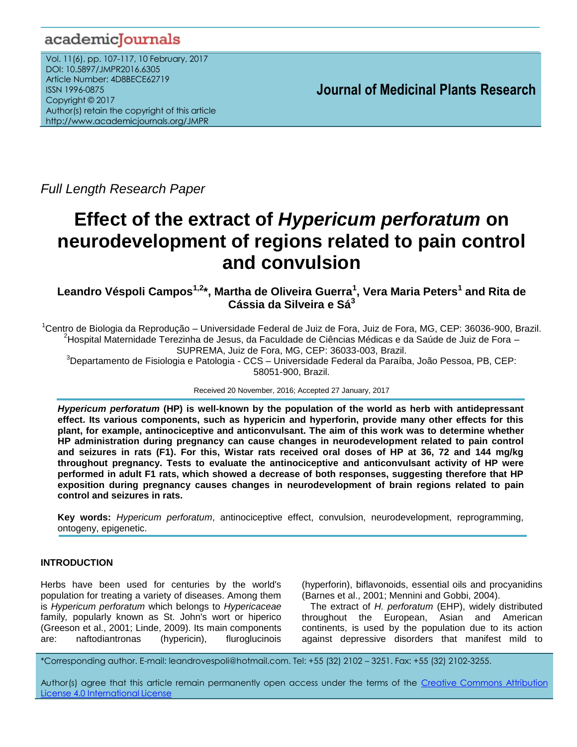Full Length Research Paper

# Effect of the extract of *Hypericum perforatum* on neurodevelopment of regions related to pain control and convulsion

**Leandro Véspoli Campos[1,2]*, Martha de Oliveira Guerra[1], Vera Maria Peters[1] and Rita de Cássia da Silveira e Sá[3]**

[1]Centro de Biologia da Reprodução – Universidade Federal de Juiz de Fora, Juiz de Fora, MG, CEP: 36036-900, Brazil.
[2]Hospital Maternidade Terezinha de Jesus, da Faculdade de Ciências Médicas e da Saúde de Juiz de Fora – SUPREMA, Juiz de Fora, MG, CEP: 36033-003, Brazil.
[3]Departamento de Fisiologia e Patologia - CCS – Universidade Federal da Paraíba, João Pessoa, PB, CEP: 58051-900, Brazil.

Received 20 November, 2016; Accepted 27 January, 2017

***Hypericum perforatum*** **(HP) is well-known by the population of the world as herb with antidepressant effect. Its various components, such as hypericin and hyperforin, provide many other effects for this plant, for example, antinociceptive and anticonvulsant. The aim of this work was to determine whether HP administration during pregnancy can cause changes in neurodevelopment related to pain control and seizures in rats (F1). For this, Wistar rats received oral doses of HP at 36, 72 and 144 mg/kg throughout pregnancy. Tests to evaluate the antinociceptive and anticonvulsant activity of HP were performed in adult F1 rats, which showed a decrease of both responses, suggesting therefore that HP exposition during pregnancy causes changes in neurodevelopment of brain regions related to pain control and seizures in rats.**

**Key words:** *Hypericum perforatum*, antinociceptive effect, convulsion, neurodevelopment, reprogramming, ontogeny, epigenetic.

## INTRODUCTION

Herbs have been used for centuries by the world's population for treating a variety of diseases. Among them is *Hypericum perforatum* which belongs to *Hypericaceae* family, popularly known as St. John's wort or hiperico (Greeson et al., 2001; Linde, 2009). Its main components are: naftodiantronas (hypericin), fluroglucinois (hyperforin), biflavonoids, essential oils and procyanidins (Barnes et al., 2001; Mennini and Gobbi, 2004).

The extract of *H. perforatum* (EHP), widely distributed throughout the European, Asian and American continents, is used by the population due to its action against depressive disorders that manifest mild to

*Corresponding author. E-mail: leandrovespoli@hotmail.com. Tel: +55 (32) 2102 – 3251. Fax: +55 (32) 2102-3255.

Author(s) agree that this article remain permanently open access under the terms of the Creative Commons Attribution License 4.0 International License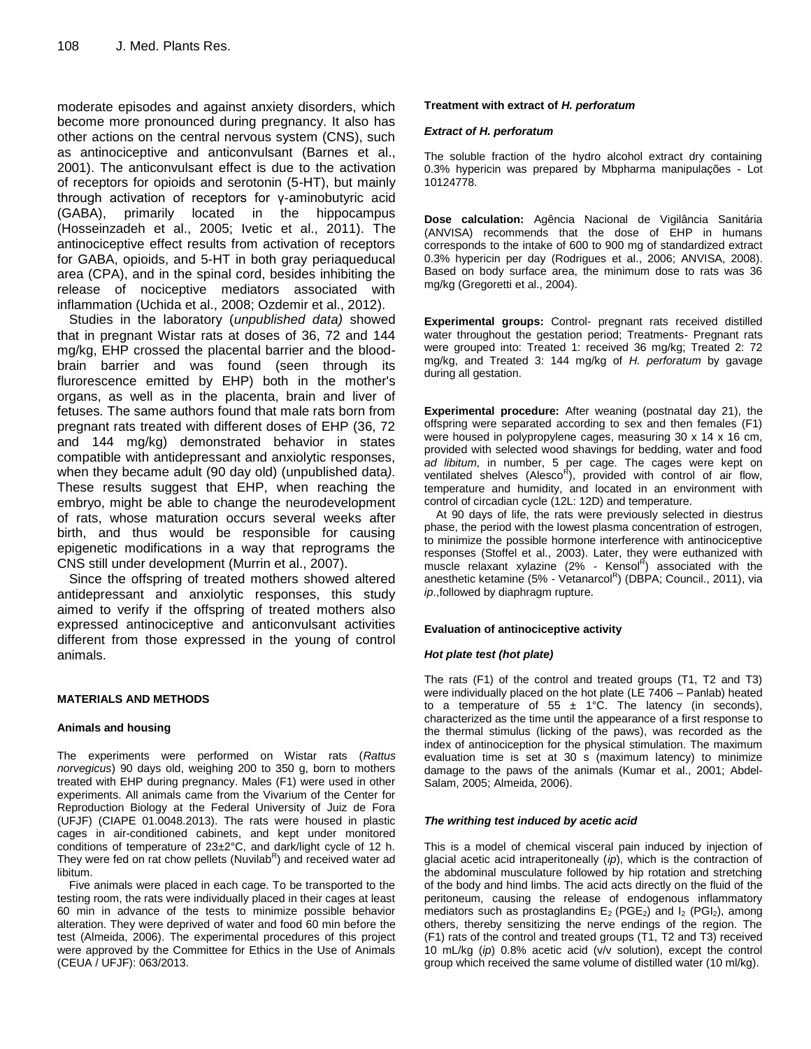moderate episodes and against anxiety disorders, which become more pronounced during pregnancy. It also has other actions on the central nervous system (CNS), such as antinociceptive and anticonvulsant (Barnes et al., 2001). The anticonvulsant effect is due to the activation of receptors for opioids and serotonin (5-HT), but mainly through activation of receptors for γ-aminobutyric acid (GABA), primarily located in the hippocampus (Hosseinzadeh et al., 2005; Ivetic et al., 2011). The antinociceptive effect results from activation of receptors for GABA, opioids, and 5-HT in both gray periaqueducal area (CPA), and in the spinal cord, besides inhibiting the release of nociceptive mediators associated with inflammation (Uchida et al., 2008; Ozdemir et al., 2012).

Studies in the laboratory (*unpublished data)* showed that in pregnant Wistar rats at doses of 36, 72 and 144 mg/kg, EHP crossed the placental barrier and the blood-brain barrier and was found (seen through its flurorescence emitted by EHP) both in the mother's organs, as well as in the placenta, brain and liver of fetuses. The same authors found that male rats born from pregnant rats treated with different doses of EHP (36, 72 and 144 mg/kg) demonstrated behavior in states compatible with antidepressant and anxiolytic responses, when they became adult (90 day old) (unpublished data*).* These results suggest that EHP, when reaching the embryo, might be able to change the neurodevelopment of rats, whose maturation occurs several weeks after birth, and thus would be responsible for causing epigenetic modifications in a way that reprograms the CNS still under development (Murrin et al., 2007).

Since the offspring of treated mothers showed altered antidepressant and anxiolytic responses, this study aimed to verify if the offspring of treated mothers also expressed antinociceptive and anticonvulsant activities different from those expressed in the young of control animals.

## MATERIALS AND METHODS

### Animals and housing

The experiments were performed on Wistar rats (*Rattus norvegicus*) 90 days old, weighing 200 to 350 g, born to mothers treated with EHP during pregnancy. Males (F1) were used in other experiments. All animals came from the Vivarium of the Center for Reproduction Biology at the Federal University of Juiz de Fora (UFJF) (CIAPE 01.0048.2013). The rats were housed in plastic cages in air-conditioned cabinets, and kept under monitored conditions of temperature of 23±2°C, and dark/light cycle of 12 h. They were fed on rat chow pellets (Nuvilab[R]) and received water ad libitum.

Five animals were placed in each cage. To be transported to the testing room, the rats were individually placed in their cages at least 60 min in advance of the tests to minimize possible behavior alteration. They were deprived of water and food 60 min before the test (Almeida, 2006). The experimental procedures of this project were approved by the Committee for Ethics in the Use of Animals (CEUA / UFJF): 063/2013.

### Treatment with extract of *H. perforatum*

#### *Extract of H. perforatum*

The soluble fraction of the hydro alcohol extract dry containing 0.3% hypericin was prepared by Mbpharma manipulações - Lot 10124778.

**Dose calculation:** Agência Nacional de Vigilância Sanitária (ANVISA) recommends that the dose of EHP in humans corresponds to the intake of 600 to 900 mg of standardized extract 0.3% hypericin per day (Rodrigues et al., 2006; ANVISA, 2008). Based on body surface area, the minimum dose to rats was 36 mg/kg (Gregoretti et al., 2004).

**Experimental groups:** Control- pregnant rats received distilled water throughout the gestation period; Treatments- Pregnant rats were grouped into: Treated 1: received 36 mg/kg; Treated 2: 72 mg/kg, and Treated 3: 144 mg/kg of *H. perforatum* by gavage during all gestation.

**Experimental procedure:** After weaning (postnatal day 21), the offspring were separated according to sex and then females (F1) were housed in polypropylene cages, measuring 30 x 14 x 16 cm, provided with selected wood shavings for bedding, water and food *ad libitum*, in number, 5 per cage. The cages were kept on ventilated shelves (Alesco[R]), provided with control of air flow, temperature and humidity, and located in an environment with control of circadian cycle (12L: 12D) and temperature.

At 90 days of life, the rats were previously selected in diestrus phase, the period with the lowest plasma concentration of estrogen, to minimize the possible hormone interference with antinociceptive responses (Stoffel et al., 2003). Later, they were euthanized with muscle relaxant xylazine (2% - Kensol[R]) associated with the anesthetic ketamine (5% - Vetanarcol[R]) (DBPA; Council., 2011), via *ip*.,followed by diaphragm rupture.

### Evaluation of antinociceptive activity

#### *Hot plate test (hot plate)*

The rats (F1) of the control and treated groups (T1, T2 and T3) were individually placed on the hot plate (LE 7406 – Panlab) heated to a temperature of 55 ± 1°C. The latency (in seconds), characterized as the time until the appearance of a first response to the thermal stimulus (licking of the paws), was recorded as the index of antinociception for the physical stimulation. The maximum evaluation time is set at 30 s (maximum latency) to minimize damage to the paws of the animals (Kumar et al., 2001; Abdel-Salam, 2005; Almeida, 2006).

#### *The writhing test induced by acetic acid*

This is a model of chemical visceral pain induced by injection of glacial acetic acid intraperitoneally (*ip*), which is the contraction of the abdominal musculature followed by hip rotation and stretching of the body and hind limbs. The acid acts directly on the fluid of the peritoneum, causing the release of endogenous inflammatory mediators such as prostaglandins $E_2$ ($PGE_2$) and $I_2$ ($PGI_2$), among others, thereby sensitizing the nerve endings of the region. The (F1) rats of the control and treated groups (T1, T2 and T3) received 10 mL/kg (*ip*) 0.8% acetic acid (v/v solution), except the control group which received the same volume of distilled water (10 ml/kg).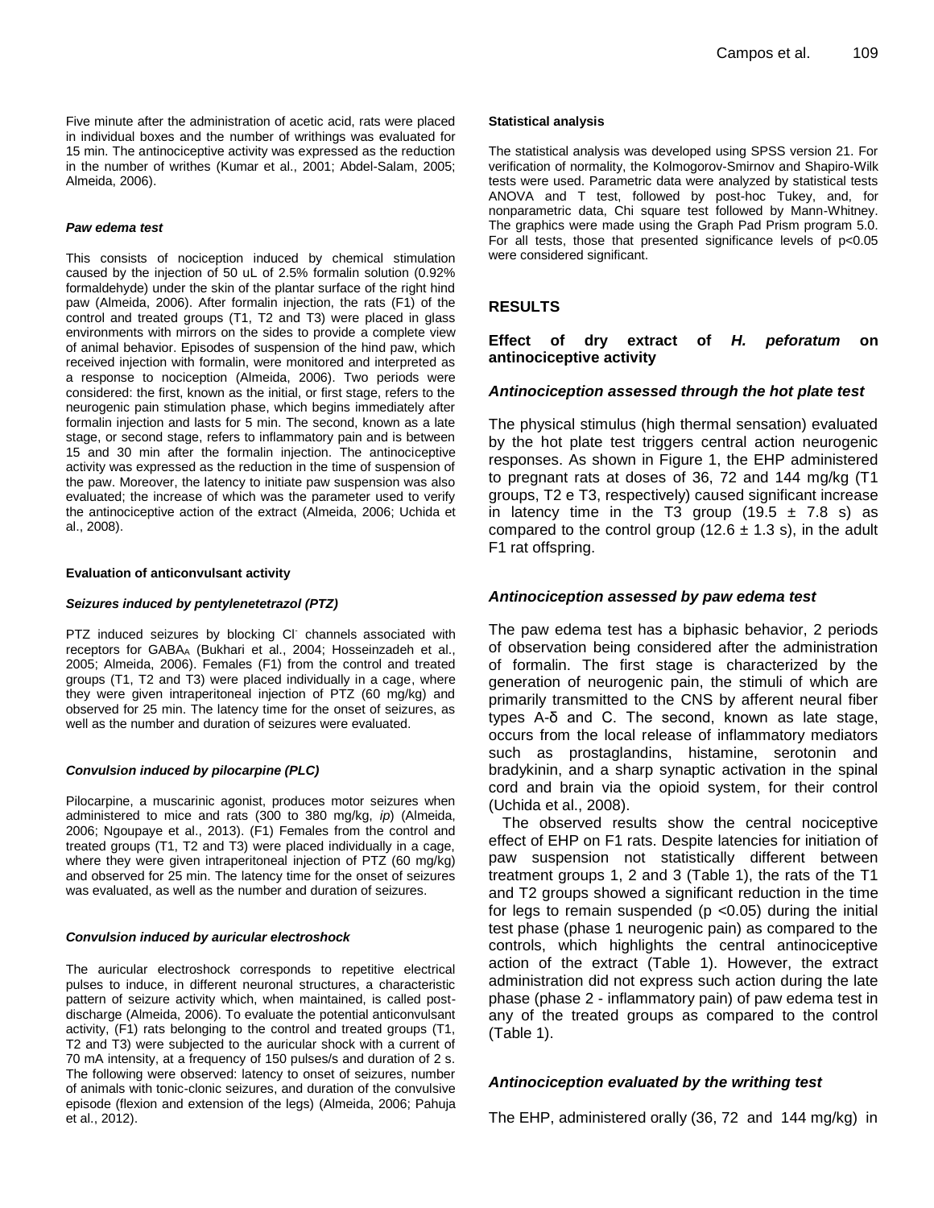Five minute after the administration of acetic acid, rats were placed in individual boxes and the number of writhings was evaluated for 15 min. The antinociceptive activity was expressed as the reduction in the number of writhes (Kumar et al., 2001; Abdel-Salam, 2005; Almeida, 2006).

#### *Paw edema test*

This consists of nociception induced by chemical stimulation caused by the injection of 50 uL of 2.5% formalin solution (0.92% formaldehyde) under the skin of the plantar surface of the right hind paw (Almeida, 2006). After formalin injection, the rats (F1) of the control and treated groups (T1, T2 and T3) were placed in glass environments with mirrors on the sides to provide a complete view of animal behavior. Episodes of suspension of the hind paw, which received injection with formalin, were monitored and interpreted as a response to nociception (Almeida, 2006). Two periods were considered: the first, known as the initial, or first stage, refers to the neurogenic pain stimulation phase, which begins immediately after formalin injection and lasts for 5 min. The second, known as a late stage, or second stage, refers to inflammatory pain and is between 15 and 30 min after the formalin injection. The antinociceptive activity was expressed as the reduction in the time of suspension of the paw. Moreover, the latency to initiate paw suspension was also evaluated; the increase of which was the parameter used to verify the antinociceptive action of the extract (Almeida, 2006; Uchida et al., 2008).

### Evaluation of anticonvulsant activity

#### *Seizures induced by pentylenetetrazol (PTZ)*

PTZ induced seizures by blocking $Cl^-$ channels associated with receptors for $GABA_A$ (Bukhari et al., 2004; Hosseinzadeh et al., 2005; Almeida, 2006). Females (F1) from the control and treated groups (T1, T2 and T3) were placed individually in a cage, where they were given intraperitoneal injection of PTZ (60 mg/kg) and observed for 25 min. The latency time for the onset of seizures, as well as the number and duration of seizures were evaluated.

#### *Convulsion induced by pilocarpine (PLC)*

Pilocarpine, a muscarinic agonist, produces motor seizures when administered to mice and rats (300 to 380 mg/kg, *ip*) (Almeida, 2006; Ngoupaye et al., 2013). (F1) Females from the control and treated groups (T1, T2 and T3) were placed individually in a cage, where they were given intraperitoneal injection of PTZ (60 mg/kg) and observed for 25 min. The latency time for the onset of seizures was evaluated, as well as the number and duration of seizures.

#### *Convulsion induced by auricular electroshock*

The auricular electroshock corresponds to repetitive electrical pulses to induce, in different neuronal structures, a characteristic pattern of seizure activity which, when maintained, is called post-discharge (Almeida, 2006). To evaluate the potential anticonvulsant activity, (F1) rats belonging to the control and treated groups (T1, T2 and T3) were subjected to the auricular shock with a current of 70 mA intensity, at a frequency of 150 pulses/s and duration of 2 s. The following were observed: latency to onset of seizures, number of animals with tonic-clonic seizures, and duration of the convulsive episode (flexion and extension of the legs) (Almeida, 2006; Pahuja et al., 2012).

### Statistical analysis

The statistical analysis was developed using SPSS version 21. For verification of normality, the Kolmogorov-Smirnov and Shapiro-Wilk tests were used. Parametric data were analyzed by statistical tests ANOVA and T test, followed by post-hoc Tukey, and, for nonparametric data, Chi square test followed by Mann-Whitney. The graphics were made using the Graph Pad Prism program 5.0. For all tests, those that presented significance levels of $p<0.05$ were considered significant.

## RESULTS

### Effect of dry extract of *H. peforatum* on antinociceptive activity

#### *Antinociception assessed through the hot plate test*

The physical stimulus (high thermal sensation) evaluated by the hot plate test triggers central action neurogenic responses. As shown in Figure 1, the EHP administered to pregnant rats at doses of 36, 72 and 144 mg/kg (T1 groups, T2 e T3, respectively) caused significant increase in latency time in the T3 group (19.5 ± 7.8 s) as compared to the control group (12.6 ± 1.3 s), in the adult F1 rat offspring.

#### *Antinociception assessed by paw edema test*

The paw edema test has a biphasic behavior, 2 periods of observation being considered after the administration of formalin. The first stage is characterized by the generation of neurogenic pain, the stimuli of which are primarily transmitted to the CNS by afferent neural fiber types A-δ and C. The second, known as late stage, occurs from the local release of inflammatory mediators such as prostaglandins, histamine, serotonin and bradykinin, and a sharp synaptic activation in the spinal cord and brain via the opioid system, for their control (Uchida et al., 2008).

The observed results show the central nociceptive effect of EHP on F1 rats. Despite latencies for initiation of paw suspension not statistically different between treatment groups 1, 2 and 3 (Table 1), the rats of the T1 and T2 groups showed a significant reduction in the time for legs to remain suspended ($p <0.05$) during the initial test phase (phase 1 neurogenic pain) as compared to the controls, which highlights the central antinociceptive action of the extract (Table 1). However, the extract administration did not express such action during the late phase (phase 2 - inflammatory pain) of paw edema test in any of the treated groups as compared to the control (Table 1).

#### *Antinociception evaluated by the writhing test*

The EHP, administered orally (36, 72 and 144 mg/kg) in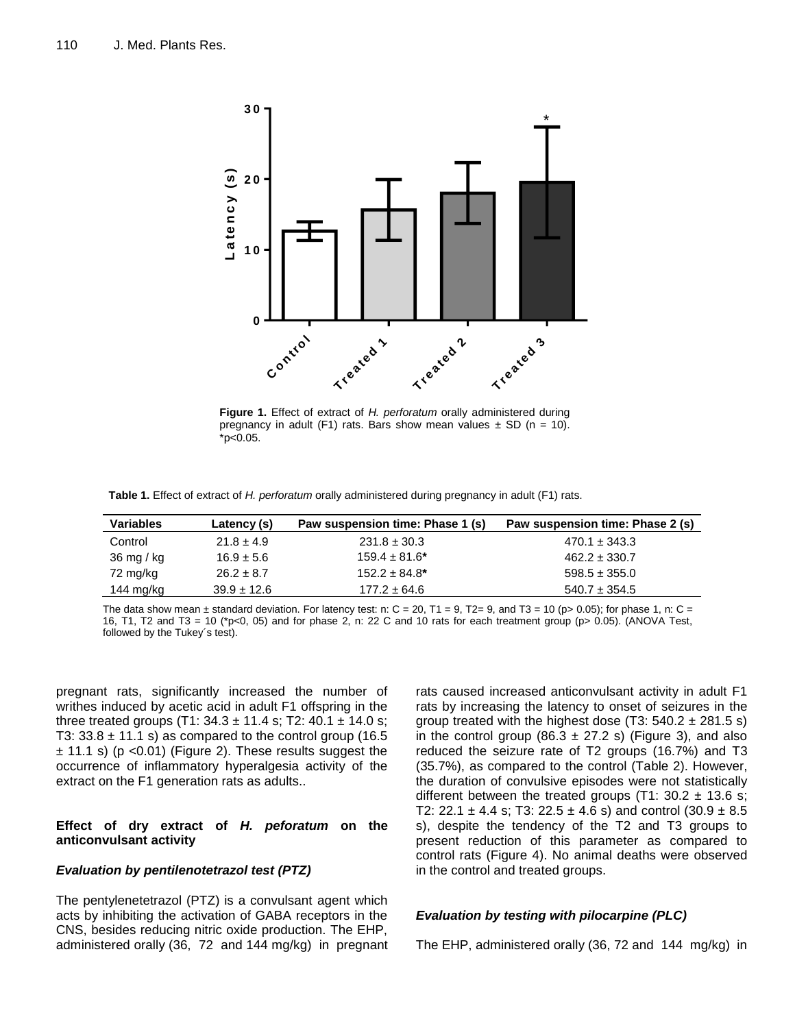**Figure 1.** Effect of extract of *H. perforatum* orally administered during pregnancy in adult (F1) rats. Bars show mean values ± SD (n = 10). *p<0.05.

**Table 1.** Effect of extract of *H. perforatum* orally administered during pregnancy in adult (F1) rats.

| Variables | Latency (s) | Paw suspension time: Phase 1 (s) | Paw suspension time: Phase 2 (s) |
|---|---|---|---|
| Control | 21.8 ± 4.9 | 231.8 ± 30.3 | 470.1 ± 343.3 |
| 36 mg / kg | 16.9 ± 5.6 | 159.4 ± 81.6* | 462.2 ± 330.7 |
| 72 mg/kg | 26.2 ± 8.7 | 152.2 ± 84.8* | 598.5 ± 355.0 |
| 144 mg/kg | 39.9 ± 12.6 | 177.2 ± 64.6 | 540.7 ± 354.5 |

The data show mean ± standard deviation. For latency test: n: C = 20, T1 = 9, T2= 9, and T3 = 10 (p> 0.05); for phase 1, n: C = 16, T1, T2 and T3 = 10 (*p<0, 05) and for phase 2, n: 22 C and 10 rats for each treatment group (p> 0.05). (ANOVA Test, followed by the Tukey´s test).

pregnant rats, significantly increased the number of writhes induced by acetic acid in adult F1 offspring in the three treated groups (T1: 34.3 ± 11.4 s; T2: 40.1 ± 14.0 s; T3: 33.8 ± 11.1 s) as compared to the control group (16.5 ± 11.1 s) (p <0.01) (Figure 2). These results suggest the occurrence of inflammatory hyperalgesia activity of the extract on the F1 generation rats as adults..

### Effect of dry extract of *H. peforatum* on the anticonvulsant activity

#### *Evaluation by pentilenotetrazol test (PTZ)*

The pentylenetetrazol (PTZ) is a convulsant agent which acts by inhibiting the activation of GABA receptors in the CNS, besides reducing nitric oxide production. The EHP, administered orally (36, 72 and 144 mg/kg) in pregnant rats caused increased anticonvulsant activity in adult F1 rats by increasing the latency to onset of seizures in the group treated with the highest dose (T3: 540.2 ± 281.5 s) in the control group (86.3 ± 27.2 s) (Figure 3), and also reduced the seizure rate of T2 groups (16.7%) and T3 (35.7%), as compared to the control (Table 2). However, the duration of convulsive episodes were not statistically different between the treated groups (T1: 30.2 ± 13.6 s; T2: 22.1 ± 4.4 s; T3: 22.5 ± 4.6 s) and control (30.9 ± 8.5 s), despite the tendency of the T2 and T3 groups to present reduction of this parameter as compared to control rats (Figure 4). No animal deaths were observed in the control and treated groups.

#### *Evaluation by testing with pilocarpine (PLC)*

The EHP, administered orally (36, 72 and 144 mg/kg) in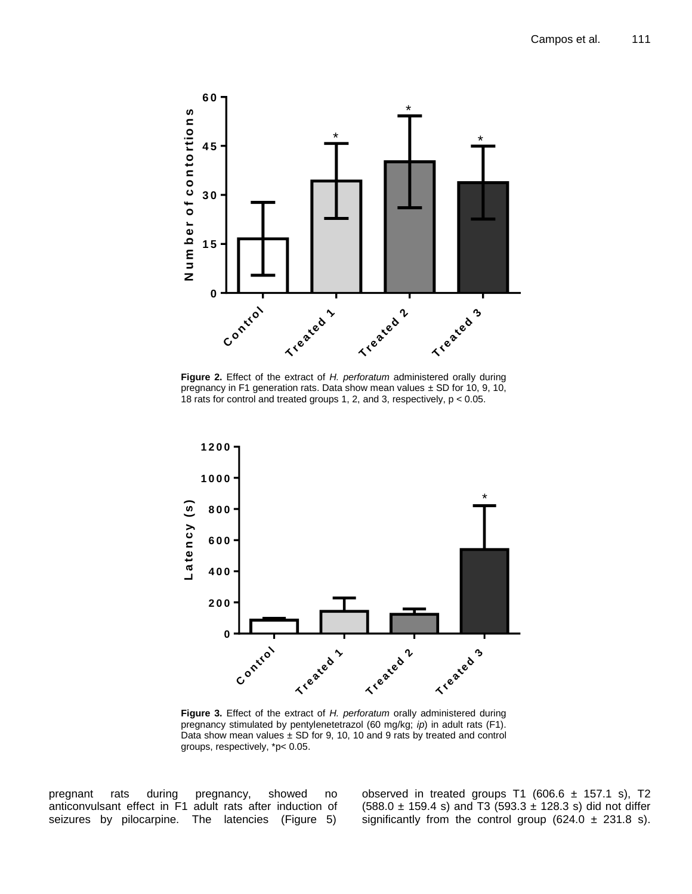**Figure 2.** Effect of the extract of *H. perforatum* administered orally during pregnancy in F1 generation rats. Data show mean values ± SD for 10, 9, 10, 18 rats for control and treated groups 1, 2, and 3, respectively, $p < 0.05$.

**Figure 3.** Effect of the extract of *H. perforatum* orally administered during pregnancy stimulated by pentylenetetrazol (60 mg/kg; *ip*) in adult rats (F1). Data show mean values ± SD for 9, 10, 10 and 9 rats by treated and control groups, respectively, *$p< 0.05$.

pregnant rats during pregnancy, showed no anticonvulsant effect in F1 adult rats after induction of seizures by pilocarpine. The latencies (Figure 5) observed in treated groups T1 (606.6 ± 157.1 s), T2 (588.0 ± 159.4 s) and T3 (593.3 ± 128.3 s) did not differ significantly from the control group (624.0 ± 231.8 s).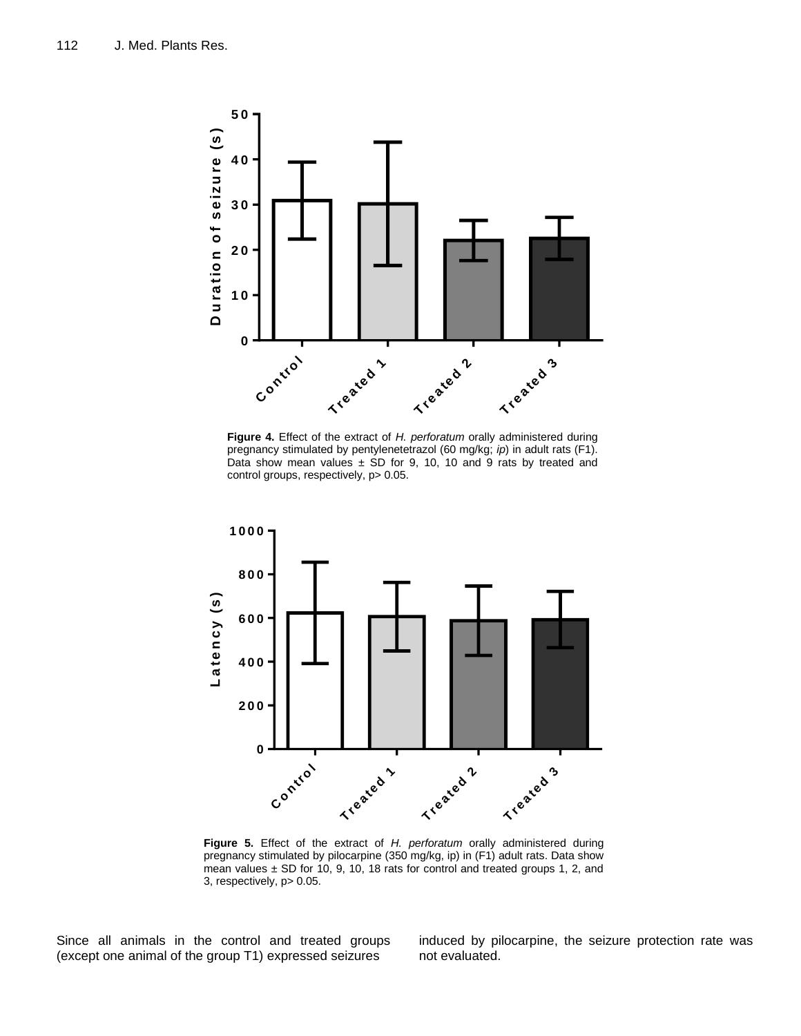**Figure 4.** Effect of the extract of *H. perforatum* orally administered during pregnancy stimulated by pentylenetetrazol (60 mg/kg; *ip*) in adult rats (F1). Data show mean values ± SD for 9, 10, 10 and 9 rats by treated and control groups, respectively, p> 0.05.

**Figure 5.** Effect of the extract of *H. perforatum* orally administered during pregnancy stimulated by pilocarpine (350 mg/kg, ip) in (F1) adult rats. Data show mean values ± SD for 10, 9, 10, 18 rats for control and treated groups 1, 2, and 3, respectively, p> 0.05.

Since all animals in the control and treated groups (except one animal of the group T1) expressed seizures induced by pilocarpine, the seizure protection rate was not evaluated.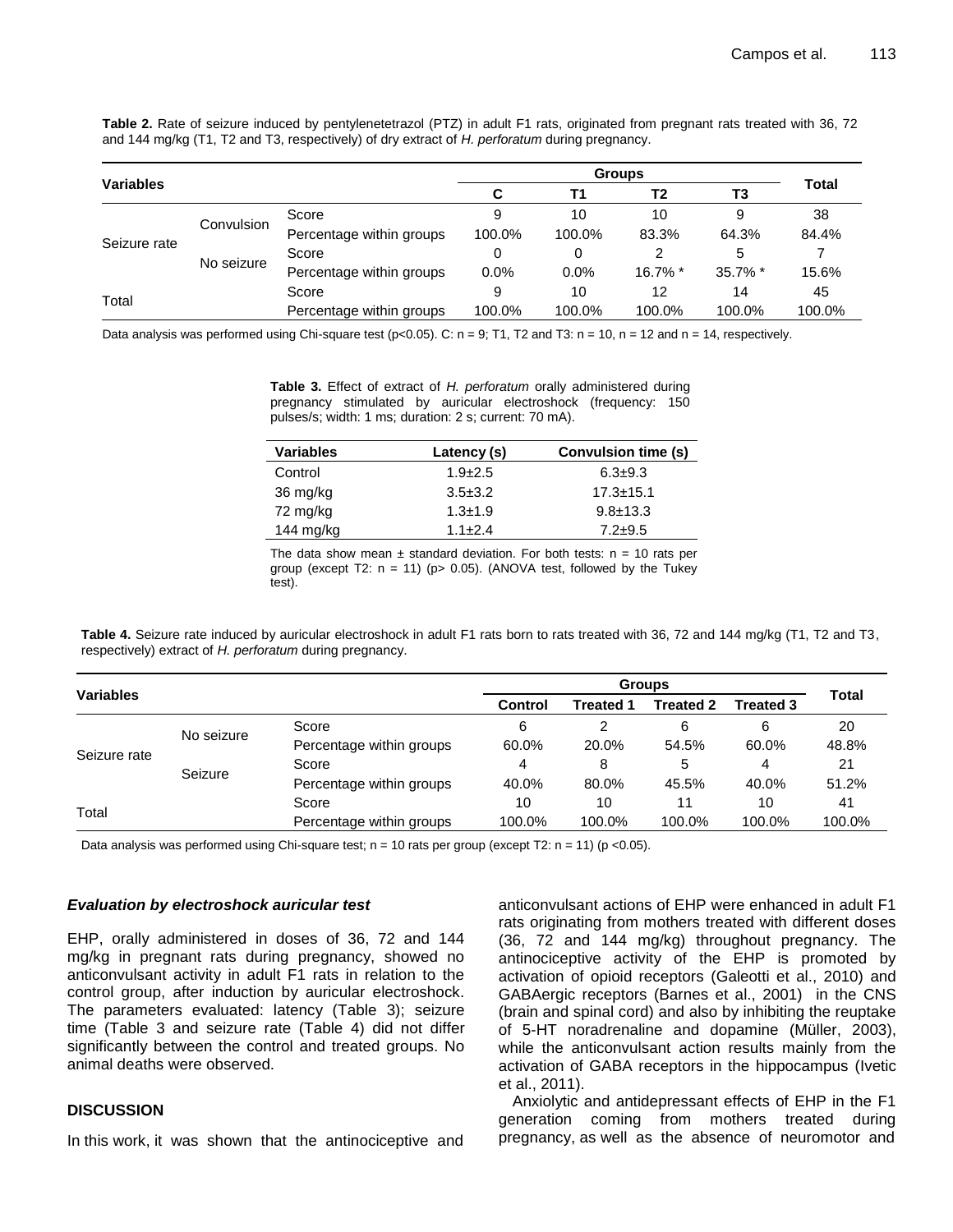**Table 2.** Rate of seizure induced by pentylenetetrazol (PTZ) in adult F1 rats, originated from pregnant rats treated with 36, 72 and 144 mg/kg (T1, T2 and T3, respectively) of dry extract of *H. perforatum* during pregnancy.

| Variables | | | Groups | | | | Total |
|---|---|---|---|---|---|---|---|
| | | | C | T1 | T2 | T3 | |
| Seizure rate | Convulsion | Score | 9 | 10 | 10 | 9 | 38 |
| | | Percentage within groups | 100.0% | 100.0% | 83.3% | 64.3% | 84.4% |
| | No seizure | Score | 0 | 0 | 2 | 5 | 7 |
| | | Percentage within groups | 0.0% | 0.0% | 16.7% * | 35.7% * | 15.6% |
| Total | | Score | 9 | 10 | 12 | 14 | 45 |
| | | Percentage within groups | 100.0% | 100.0% | 100.0% | 100.0% | 100.0% |

Data analysis was performed using Chi-square test ($p<0.05$). C: n = 9; T1, T2 and T3: n = 10, n = 12 and n = 14, respectively.

**Table 3.** Effect of extract of *H. perforatum* orally administered during pregnancy stimulated by auricular electroshock (frequency: 150 pulses/s; width: 1 ms; duration: 2 s; current: 70 mA).

| Variables | Latency (s) | Convulsion time (s) |
|---|---|---|
| Control | 1.9±2.5 | 6.3±9.3 |
| 36 mg/kg | 3.5±3.2 | 17.3±15.1 |
| 72 mg/kg | 1.3±1.9 | 9.8±13.3 |
| 144 mg/kg | 1.1±2.4 | 7.2±9.5 |

The data show mean ± standard deviation. For both tests: n = 10 rats per group (except T2: n = 11) ($p> 0.05$). (ANOVA test, followed by the Tukey test).

**Table 4.** Seizure rate induced by auricular electroshock in adult F1 rats born to rats treated with 36, 72 and 144 mg/kg (T1, T2 and T3, respectively) extract of *H. perforatum* during pregnancy.

| Variables | | | Groups | | | | Total |
|---|---|---|---|---|---|---|---|
| | | | Control | Treated 1 | Treated 2 | Treated 3 | |
| Seizure rate | No seizure | Score | 6 | 2 | 6 | 6 | 20 |
| | | Percentage within groups | 60.0% | 20.0% | 54.5% | 60.0% | 48.8% |
| | Seizure | Score | 4 | 8 | 5 | 4 | 21 |
| | | Percentage within groups | 40.0% | 80.0% | 45.5% | 40.0% | 51.2% |
| Total | | Score | 10 | 10 | 11 | 10 | 41 |
| | | Percentage within groups | 100.0% | 100.0% | 100.0% | 100.0% | 100.0% |

Data analysis was performed using Chi-square test; n = 10 rats per group (except T2: n = 11) ($p <0.05$).

### *Evaluation by electroshock auricular test*

EHP, orally administered in doses of 36, 72 and 144 mg/kg in pregnant rats during pregnancy, showed no anticonvulsant activity in adult F1 rats in relation to the control group, after induction by auricular electroshock. The parameters evaluated: latency (Table 3); seizure time (Table 3 and seizure rate (Table 4) did not differ significantly between the control and treated groups. No animal deaths were observed.

## DISCUSSION

In this work, it was shown that the antinociceptive and anticonvulsant actions of EHP were enhanced in adult F1 rats originating from mothers treated with different doses (36, 72 and 144 mg/kg) throughout pregnancy. The antinociceptive activity of the EHP is promoted by activation of opioid receptors (Galeotti et al., 2010) and GABAergic receptors (Barnes et al., 2001) in the CNS (brain and spinal cord) and also by inhibiting the reuptake of 5-HT noradrenaline and dopamine (Müller, 2003), while the anticonvulsant action results mainly from the activation of GABA receptors in the hippocampus (Ivetic et al., 2011).

Anxiolytic and antidepressant effects of EHP in the F1 generation coming from mothers treated during pregnancy, as well as the absence of neuromotor and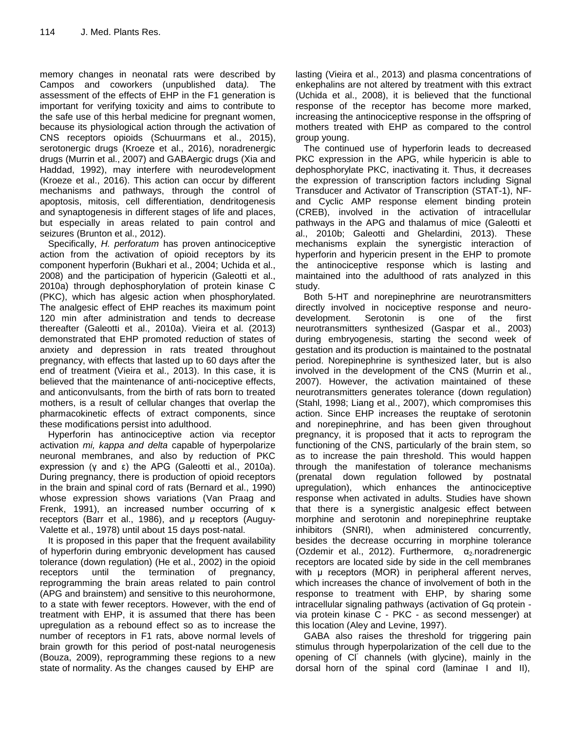memory changes in neonatal rats were described by Campos and coworkers (unpublished data*).* The assessment of the effects of EHP in the F1 generation is important for verifying toxicity and aims to contribute to the safe use of this herbal medicine for pregnant women, because its physiological action through the activation of CNS receptors opioids (Schuurmans et al., 2015), serotonergic drugs (Kroeze et al., 2016), noradrenergic drugs (Murrin et al., 2007) and GABAergic drugs (Xia and Haddad, 1992), may interfere with neurodevelopment (Kroeze et al., 2016). This action can occur by different mechanisms and pathways, through the control of apoptosis, mitosis, cell differentiation, dendritogenesis and synaptogenesis in different stages of life and places, but especially in areas related to pain control and seizures (Brunton et al., 2012).

Specifically, *H. perforatum* has proven antinociceptive action from the activation of opioid receptors by its component hyperforin (Bukhari et al., 2004; Uchida et al., 2008) and the participation of hypericin (Galeotti et al., 2010a) through dephosphorylation of protein kinase C (PKC), which has algesic action when phosphorylated. The analgesic effect of EHP reaches its maximum point 120 min after administration and tends to decrease thereafter (Galeotti et al., 2010a). Vieira et al. (2013) demonstrated that EHP promoted reduction of states of anxiety and depression in rats treated throughout pregnancy, with effects that lasted up to 60 days after the end of treatment (Vieira et al., 2013). In this case, it is believed that the maintenance of anti-nociceptive effects, and anticonvulsants, from the birth of rats born to treated mothers, is a result of cellular changes that overlap the pharmacokinetic effects of extract components, since these modifications persist into adulthood.

Hyperforin has antinociceptive action via receptor activation *mi, kappa and delta* capable of hyperpolarize neuronal membranes, and also by reduction of PKC expression (γ and ε) the APG (Galeotti et al., 2010a). During pregnancy, there is production of opioid receptors in the brain and spinal cord of rats (Bernard et al., 1990) whose expression shows variations (Van Praag and Frenk, 1991), an increased number occurring of κ receptors (Barr et al., 1986), and μ receptors (Auguy-Valette et al., 1978) until about 15 days post-natal.

It is proposed in this paper that the frequent availability of hyperforin during embryonic development has caused tolerance (down regulation) (He et al., 2002) in the opioid receptors until the termination of pregnancy, reprogramming the brain areas related to pain control (APG and brainstem) and sensitive to this neurohormone, to a state with fewer receptors. However, with the end of treatment with EHP, it is assumed that there has been upregulation as a rebound effect so as to increase the number of receptors in F1 rats, above normal levels of brain growth for this period of post-natal neurogenesis (Bouza, 2009), reprogramming these regions to a new state of normality. As the changes caused by EHP are lasting (Vieira et al., 2013) and plasma concentrations of enkephalins are not altered by treatment with this extract (Uchida et al., 2008), it is believed that the functional response of the receptor has become more marked, increasing the antinociceptive response in the offspring of mothers treated with EHP as compared to the control group young.

The continued use of hyperforin leads to decreased PKC expression in the APG, while hypericin is able to dephosphorylate PKC, inactivating it. Thus, it decreases the expression of transcription factors including Signal Transducer and Activator of Transcription (STAT-1), NF- and Cyclic AMP response element binding protein (CREB), involved in the activation of intracellular pathways in the APG and thalamus of mice (Galeotti et al., 2010b; Galeotti and Ghelardini, 2013). These mechanisms explain the synergistic interaction of hyperforin and hypericin present in the EHP to promote the antinociceptive response which is lasting and maintained into the adulthood of rats analyzed in this study.

Both 5-HT and norepinephrine are neurotransmitters directly involved in nociceptive response and neuro-development. Serotonin is one of the first neurotransmitters synthesized (Gaspar et al., 2003) during embryogenesis, starting the second week of gestation and its production is maintained to the postnatal period. Norepinephrine is synthesized later, but is also involved in the development of the CNS (Murrin et al., 2007). However, the activation maintained of these neurotransmitters generates tolerance (down regulation) (Stahl, 1998; Liang et al., 2007), which compromises this action. Since EHP increases the reuptake of serotonin and norepinephrine, and has been given throughout pregnancy, it is proposed that it acts to reprogram the functioning of the CNS, particularly of the brain stem, so as to increase the pain threshold. This would happen through the manifestation of tolerance mechanisms (prenatal down regulation followed by postnatal upregulation), which enhances the antinociceptive response when activated in adults. Studies have shown that there is a synergistic analgesic effect between morphine and serotonin and norepinephrine reuptake inhibitors (SNRI), when administered concurrently, besides the decrease occurring in morphine tolerance (Ozdemir et al., 2012). Furthermore, $\alpha_2$-noradrenergic receptors are located side by side in the cell membranes with μ receptors (MOR) in peripheral afferent nerves, which increases the chance of involvement of both in the response to treatment with EHP, by sharing some intracellular signaling pathways (activation of Gq protein - via protein kinase C - PKC - as second messenger) at this location (Aley and Levine, 1997).

GABA also raises the threshold for triggering pain stimulus through hyperpolarization of the cell due to the opening of $Cl^-$ channels (with glycine), mainly in the dorsal horn of the spinal cord (laminae I and II),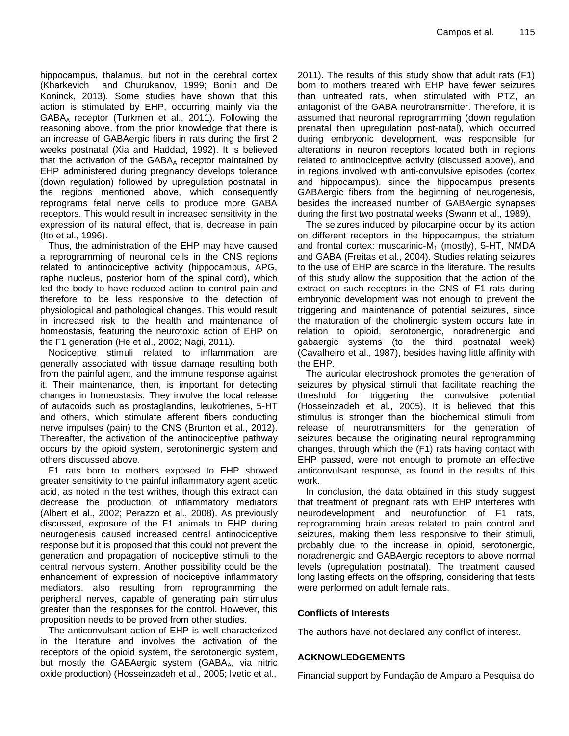hippocampus, thalamus, but not in the cerebral cortex (Kharkevich and Churukanov, 1999; Bonin and De Koninck, 2013). Some studies have shown that this action is stimulated by EHP, occurring mainly via the $GABA_A$ receptor (Turkmen et al., 2011). Following the reasoning above, from the prior knowledge that there is an increase of GABAergic fibers in rats during the first 2 weeks postnatal (Xia and Haddad, 1992). It is believed that the activation of the $GABA_A$ receptor maintained by EHP administered during pregnancy develops tolerance (down regulation) followed by upregulation postnatal in the regions mentioned above, which consequently reprograms fetal nerve cells to produce more GABA receptors. This would result in increased sensitivity in the expression of its natural effect, that is, decrease in pain (Ito et al., 1996).

Thus, the administration of the EHP may have caused a reprogramming of neuronal cells in the CNS regions related to antinociceptive activity (hippocampus, APG, raphe nucleus, posterior horn of the spinal cord), which led the body to have reduced action to control pain and therefore to be less responsive to the detection of physiological and pathological changes. This would result in increased risk to the health and maintenance of homeostasis, featuring the neurotoxic action of EHP on the F1 generation (He et al., 2002; Nagi, 2011).

Nociceptive stimuli related to inflammation are generally associated with tissue damage resulting both from the painful agent, and the immune response against it. Their maintenance, then, is important for detecting changes in homeostasis. They involve the local release of autacoids such as prostaglandins, leukotrienes, 5-HT and others, which stimulate afferent fibers conducting nerve impulses (pain) to the CNS (Brunton et al., 2012). Thereafter, the activation of the antinociceptive pathway occurs by the opioid system, serotoninergic system and others discussed above.

F1 rats born to mothers exposed to EHP showed greater sensitivity to the painful inflammatory agent acetic acid, as noted in the test writhes, though this extract can decrease the production of inflammatory mediators (Albert et al., 2002; Perazzo et al., 2008). As previously discussed, exposure of the F1 animals to EHP during neurogenesis caused increased central antinociceptive response but it is proposed that this could not prevent the generation and propagation of nociceptive stimuli to the central nervous system. Another possibility could be the enhancement of expression of nociceptive inflammatory mediators, also resulting from reprogramming the peripheral nerves, capable of generating pain stimulus greater than the responses for the control. However, this proposition needs to be proved from other studies.

The anticonvulsant action of EHP is well characterized in the literature and involves the activation of the receptors of the opioid system, the serotonergic system, but mostly the GABAergic system ($GABA_A$, via nitric oxide production) (Hosseinzadeh et al., 2005; Ivetic et al., 2011). The results of this study show that adult rats (F1) born to mothers treated with EHP have fewer seizures than untreated rats, when stimulated with PTZ, an antagonist of the GABA neurotransmitter. Therefore, it is assumed that neuronal reprogramming (down regulation prenatal then upregulation post-natal), which occurred during embryonic development, was responsible for alterations in neuron receptors located both in regions related to antinociceptive activity (discussed above), and in regions involved with anti-convulsive episodes (cortex and hippocampus), since the hippocampus presents GABAergic fibers from the beginning of neurogenesis, besides the increased number of GABAergic synapses during the first two postnatal weeks (Swann et al., 1989).

The seizures induced by pilocarpine occur by its action on different receptors in the hippocampus, the striatum and frontal cortex: muscarinic-$M_1$ (mostly), 5-HT, NMDA and GABA (Freitas et al., 2004). Studies relating seizures to the use of EHP are scarce in the literature. The results of this study allow the supposition that the action of the extract on such receptors in the CNS of F1 rats during embryonic development was not enough to prevent the triggering and maintenance of potential seizures, since the maturation of the cholinergic system occurs late in relation to opioid, serotonergic, noradrenergic and gabaergic systems (to the third postnatal week) (Cavalheiro et al., 1987), besides having little affinity with the EHP.

The auricular electroshock promotes the generation of seizures by physical stimuli that facilitate reaching the threshold for triggering the convulsive potential (Hosseinzadeh et al., 2005). It is believed that this stimulus is stronger than the biochemical stimuli from release of neurotransmitters for the generation of seizures because the originating neural reprogramming changes, through which the (F1) rats having contact with EHP passed, were not enough to promote an effective anticonvulsant response, as found in the results of this work.

In conclusion, the data obtained in this study suggest that treatment of pregnant rats with EHP interferes with neurodevelopment and neurofunction of F1 rats, reprogramming brain areas related to pain control and seizures, making them less responsive to their stimuli, probably due to the increase in opioid, serotonergic, noradrenergic and GABAergic receptors to above normal levels (upregulation postnatal). The treatment caused long lasting effects on the offspring, considering that tests were performed on adult female rats.

## Conflicts of Interests

The authors have not declared any conflict of interest.

## ACKNOWLEDGEMENTS

Financial support by Fundação de Amparo a Pesquisa do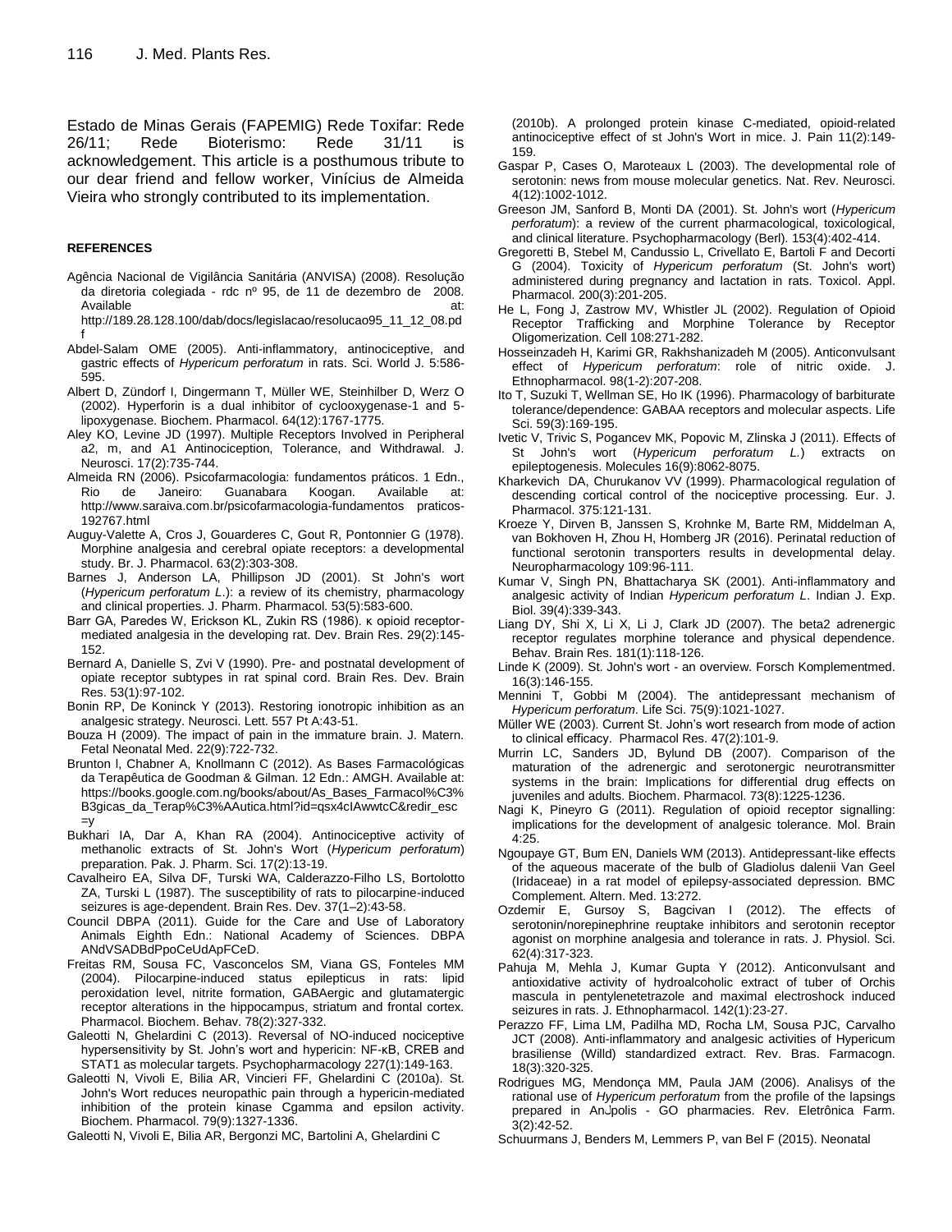Estado de Minas Gerais (FAPEMIG) Rede Toxifar: Rede 26/11; Rede Bioterismo: Rede 31/11 is acknowledgement. This article is a posthumous tribute to our dear friend and fellow worker, Vinícius de Almeida Vieira who strongly contributed to its implementation.

## REFERENCES

Agência Nacional de Vigilância Sanitária (ANVISA) (2008). Resolução da diretoria colegiada - rdc nº 95, de 11 de dezembro de 2008. Available at: http://189.28.128.100/dab/docs/legislacao/resolucao95_11_12_08.pdf

Abdel-Salam OME (2005). Anti-inflammatory, antinociceptive, and gastric effects of *Hypericum perforatum* in rats. Sci. World J. 5:586-595.

Albert D, Zündorf I, Dingermann T, Müller WE, Steinhilber D, Werz O (2002). Hyperforin is a dual inhibitor of cyclooxygenase-1 and 5-lipoxygenase. Biochem. Pharmacol. 64(12):1767-1775.

Aley KO, Levine JD (1997). Multiple Receptors Involved in Peripheral a2, m, and A1 Antinociception, Tolerance, and Withdrawal. J. Neurosci. 17(2):735-744.

Almeida RN (2006). Psicofarmacologia: fundamentos práticos. 1 Edn., Rio de Janeiro: Guanabara Koogan. Available at: http://www.saraiva.com.br/psicofarmacologia-fundamentos praticos-192767.html

Auguy-Valette A, Cros J, Gouarderes C, Gout R, Pontonnier G (1978). Morphine analgesia and cerebral opiate receptors: a developmental study. Br. J. Pharmacol. 63(2):303-308.

Barnes J, Anderson LA, Phillipson JD (2001). St John's wort (*Hypericum perforatum L*.): a review of its chemistry, pharmacology and clinical properties. J. Pharm. Pharmacol. 53(5):583-600.

Barr GA, Paredes W, Erickson KL, Zukin RS (1986). κ opioid receptor-mediated analgesia in the developing rat. Dev. Brain Res. 29(2):145-152.

Bernard A, Danielle S, Zvi V (1990). Pre- and postnatal development of opiate receptor subtypes in rat spinal cord. Brain Res. Dev. Brain Res. 53(1):97-102.

Bonin RP, De Koninck Y (2013). Restoring ionotropic inhibition as an analgesic strategy. Neurosci. Lett. 557 Pt A:43-51.

Bouza H (2009). The impact of pain in the immature brain. J. Matern. Fetal Neonatal Med. 22(9):722-732.

Brunton l, Chabner A, Knollmann C (2012). As Bases Farmacológicas da Terapêutica de Goodman & Gilman. 12 Edn.: AMGH. Available at: https://books.google.com.ng/books/about/As_Bases_Farmacol%C3%B3gicas_da_Terap%C3%AAutica.html?id=qsx4cIAwwtcC&redir_esc=y

Bukhari IA, Dar A, Khan RA (2004). Antinociceptive activity of methanolic extracts of St. John's Wort (*Hypericum perforatum*) preparation. Pak. J. Pharm. Sci. 17(2):13-19.

Cavalheiro EA, Silva DF, Turski WA, Calderazzo-Filho LS, Bortolotto ZA, Turski L (1987). The susceptibility of rats to pilocarpine-induced seizures is age-dependent. Brain Res. Dev. 37(1–2):43-58.

Council DBPA (2011). Guide for the Care and Use of Laboratory Animals Eighth Edn.: National Academy of Sciences. DBPA ANdVSADBdPpoCeUdApFCeD.

Freitas RM, Sousa FC, Vasconcelos SM, Viana GS, Fonteles MM (2004). Pilocarpine-induced status epilepticus in rats: lipid peroxidation level, nitrite formation, GABAergic and glutamatergic receptor alterations in the hippocampus, striatum and frontal cortex. Pharmacol. Biochem. Behav. 78(2):327-332.

Galeotti N, Ghelardini C (2013). Reversal of NO-induced nociceptive hypersensitivity by St. John's wort and hypericin: NF-κB, CREB and STAT1 as molecular targets. Psychopharmacology 227(1):149-163.

Galeotti N, Vivoli E, Bilia AR, Vincieri FF, Ghelardini C (2010a). St. John's Wort reduces neuropathic pain through a hypericin-mediated inhibition of the protein kinase Cgamma and epsilon activity. Biochem. Pharmacol. 79(9):1327-1336.

Galeotti N, Vivoli E, Bilia AR, Bergonzi MC, Bartolini A, Ghelardini C (2010b). A prolonged protein kinase C-mediated, opioid-related antinociceptive effect of st John's Wort in mice. J. Pain 11(2):149-159.

Gaspar P, Cases O, Maroteaux L (2003). The developmental role of serotonin: news from mouse molecular genetics. Nat. Rev. Neurosci. 4(12):1002-1012.

Greeson JM, Sanford B, Monti DA (2001). St. John's wort (*Hypericum perforatum*): a review of the current pharmacological, toxicological, and clinical literature. Psychopharmacology (Berl). 153(4):402-414.

Gregoretti B, Stebel M, Candussio L, Crivellato E, Bartoli F and Decorti G (2004). Toxicity of *Hypericum perforatum* (St. John's wort) administered during pregnancy and lactation in rats. Toxicol. Appl. Pharmacol. 200(3):201-205.

He L, Fong J, Zastrow MV, Whistler JL (2002). Regulation of Opioid Receptor Trafficking and Morphine Tolerance by Receptor Oligomerization. Cell 108:271-282.

Hosseinzadeh H, Karimi GR, Rakhshanizadeh M (2005). Anticonvulsant effect of *Hypericum perforatum*: role of nitric oxide. J. Ethnopharmacol. 98(1-2):207-208.

Ito T, Suzuki T, Wellman SE, Ho IK (1996). Pharmacology of barbiturate tolerance/dependence: GABAA receptors and molecular aspects. Life Sci. 59(3):169-195.

Ivetic V, Trivic S, Pogancev MK, Popovic M, Zlinska J (2011). Effects of St John's wort (*Hypericum perforatum L*.) extracts on epileptogenesis. Molecules 16(9):8062-8075.

Kharkevich DA, Churukanov VV (1999). Pharmacological regulation of descending cortical control of the nociceptive processing. Eur. J. Pharmacol. 375:121-131.

Kroeze Y, Dirven B, Janssen S, Krohnke M, Barte RM, Middelman A, van Bokhoven H, Zhou H, Homberg JR (2016). Perinatal reduction of functional serotonin transporters results in developmental delay. Neuropharmacology 109:96-111.

Kumar V, Singh PN, Bhattacharya SK (2001). Anti-inflammatory and analgesic activity of Indian *Hypericum perforatum L*. Indian J. Exp. Biol. 39(4):339-343.

Liang DY, Shi X, Li X, Li J, Clark JD (2007). The beta2 adrenergic receptor regulates morphine tolerance and physical dependence. Behav. Brain Res. 181(1):118-126.

Linde K (2009). St. John's wort - an overview. Forsch Komplementmed. 16(3):146-155.

Mennini T, Gobbi M (2004). The antidepressant mechanism of *Hypericum perforatum*. Life Sci. 75(9):1021-1027.

Müller WE (2003). Current St. John's wort research from mode of action to clinical efficacy. Pharmacol Res. 47(2):101-9.

Murrin LC, Sanders JD, Bylund DB (2007). Comparison of the maturation of the adrenergic and serotonergic neurotransmitter systems in the brain: Implications for differential drug effects on juveniles and adults. Biochem. Pharmacol. 73(8):1225-1236.

Nagi K, Pineyro G (2011). Regulation of opioid receptor signalling: implications for the development of analgesic tolerance. Mol. Brain 4:25.

Ngoupaye GT, Bum EN, Daniels WM (2013). Antidepressant-like effects of the aqueous macerate of the bulb of Gladiolus dalenii Van Geel (Iridaceae) in a rat model of epilepsy-associated depression. BMC Complement. Altern. Med. 13:272.

Ozdemir E, Gursoy S, Bagcivan I (2012). The effects of serotonin/norepinephrine reuptake inhibitors and serotonin receptor agonist on morphine analgesia and tolerance in rats. J. Physiol. Sci. 62(4):317-323.

Pahuja M, Mehla J, Kumar Gupta Y (2012). Anticonvulsant and antioxidative activity of hydroalcoholic extract of tuber of Orchis mascula in pentylenetetrazole and maximal electroshock induced seizures in rats. J. Ethnopharmacol. 142(1):23-27.

Perazzo FF, Lima LM, Padilha MD, Rocha LM, Sousa PJC, Carvalho JCT (2008). Anti-inflammatory and analgesic activities of Hypericum brasiliense (Willd) standardized extract. Rev. Bras. Farmacogn. 18(3):320-325.

Rodrigues MG, Mendonça MM, Paula JAM (2006). Analisys of the rational use of *Hypericum perforatum* from the profile of the lapsings prepared in AnJpolis - GO pharmacies. Rev. Eletrônica Farm. 3(2):42-52.

Schuurmans J, Benders M, Lemmers P, van Bel F (2015). Neonatal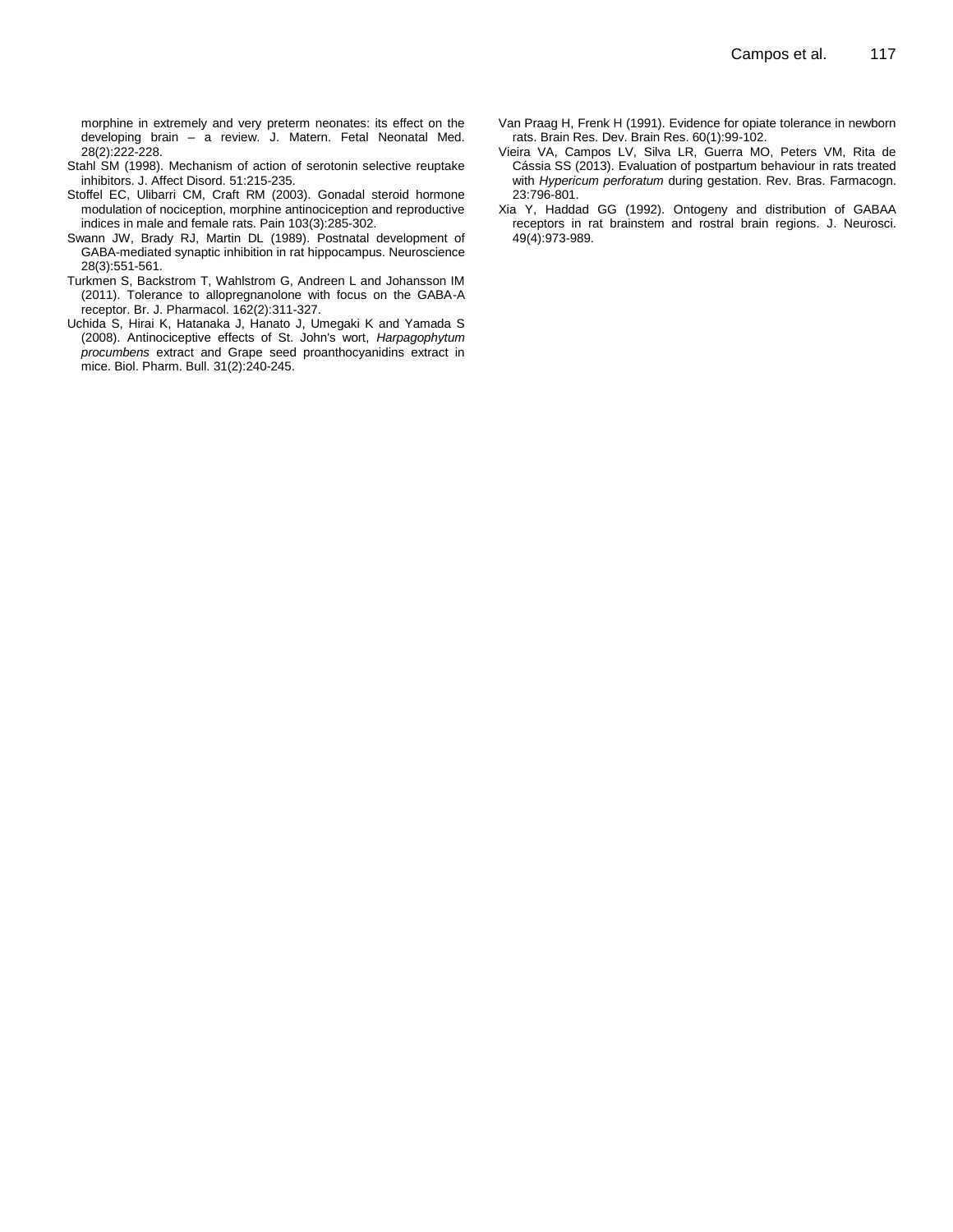morphine in extremely and very preterm neonates: its effect on the developing brain – a review. J. Matern. Fetal Neonatal Med. 28(2):222-228.

Stahl SM (1998). Mechanism of action of serotonin selective reuptake inhibitors. J. Affect Disord. 51:215-235.

Stoffel EC, Ulibarri CM, Craft RM (2003). Gonadal steroid hormone modulation of nociception, morphine antinociception and reproductive indices in male and female rats. Pain 103(3):285-302.

Swann JW, Brady RJ, Martin DL (1989). Postnatal development of GABA-mediated synaptic inhibition in rat hippocampus. Neuroscience 28(3):551-561.

Turkmen S, Backstrom T, Wahlstrom G, Andreen L and Johansson IM (2011). Tolerance to allopregnanolone with focus on the GABA-A receptor. Br. J. Pharmacol. 162(2):311-327.

Uchida S, Hirai K, Hatanaka J, Hanato J, Umegaki K and Yamada S (2008). Antinociceptive effects of St. John's wort, *Harpagophytum procumbens* extract and Grape seed proanthocyanidins extract in mice. Biol. Pharm. Bull. 31(2):240-245.

Van Praag H, Frenk H (1991). Evidence for opiate tolerance in newborn rats. Brain Res. Dev. Brain Res. 60(1):99-102.

Vieira VA, Campos LV, Silva LR, Guerra MO, Peters VM, Rita de Cássia SS (2013). Evaluation of postpartum behaviour in rats treated with *Hypericum perforatum* during gestation. Rev. Bras. Farmacogn. 23:796-801.

Xia Y, Haddad GG (1992). Ontogeny and distribution of GABAA receptors in rat brainstem and rostral brain regions. J. Neurosci. 49(4):973-989.